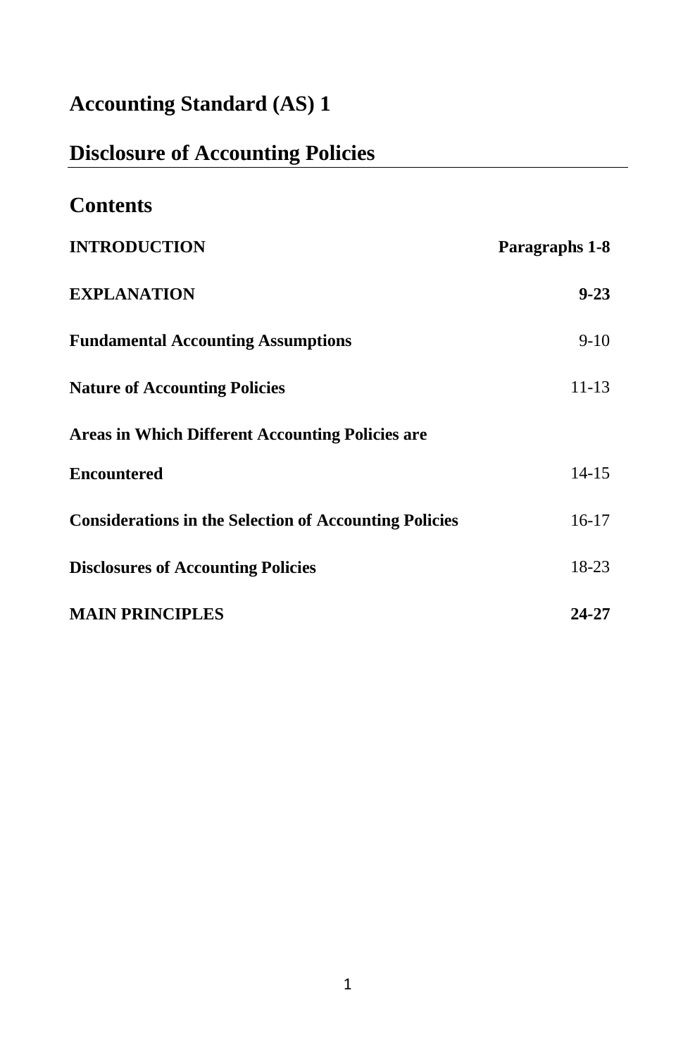# Accounting Standard (AS) 1

# Disclosure of Accounting Policies

## Contents

| | |
|---|---|
| **INTRODUCTION** | **Paragraphs 1-8** |
| **EXPLANATION** | **9-23** |
| **Fundamental Accounting Assumptions** | 9-10 |
| **Nature of Accounting Policies** | 11-13 |
| **Areas in Which Different Accounting Policies are Encountered** | 14-15 |
| **Considerations in the Selection of Accounting Policies** | 16-17 |
| **Disclosures of Accounting Policies** | 18-23 |
| **MAIN PRINCIPLES** | **24-27** |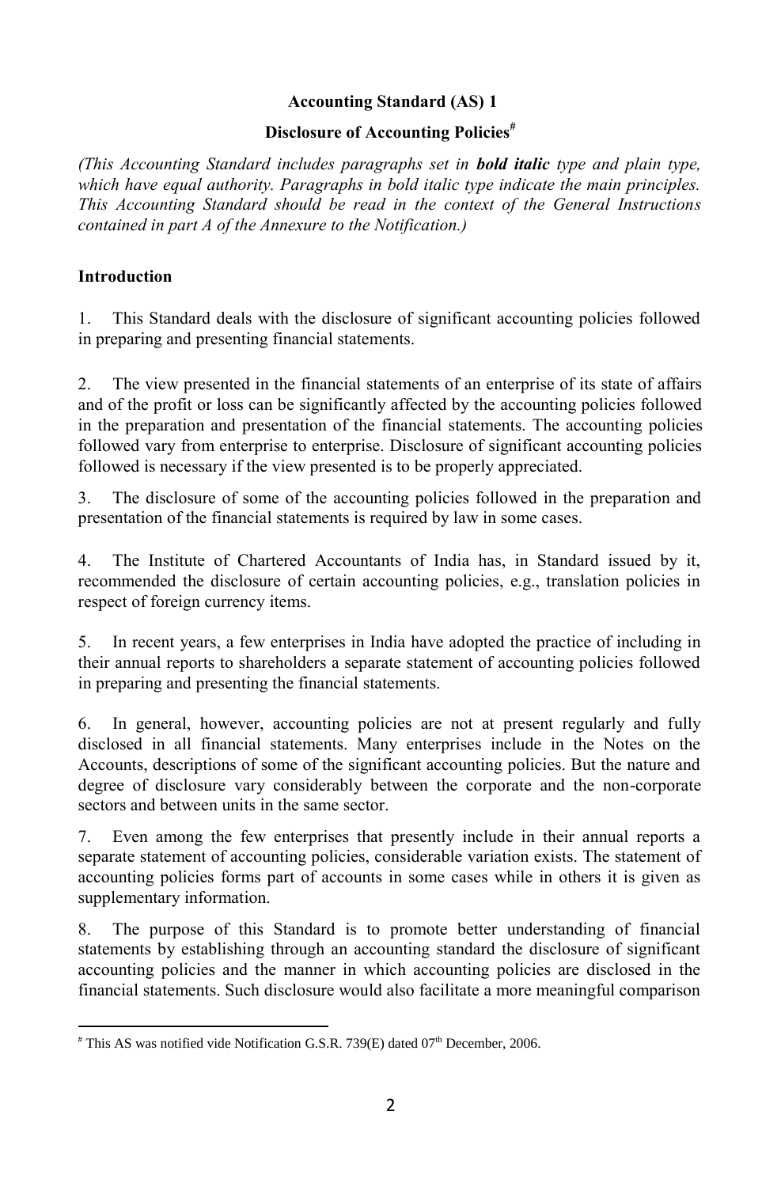# Accounting Standard (AS) 1

## Disclosure of Accounting Policies[#]

*(This Accounting Standard includes paragraphs set in **bold italic** type and plain type, which have equal authority. Paragraphs in bold italic type indicate the main principles. This Accounting Standard should be read in the context of the General Instructions contained in part A of the Annexure to the Notification.)*

### Introduction

1. This Standard deals with the disclosure of significant accounting policies followed in preparing and presenting financial statements.

2. The view presented in the financial statements of an enterprise of its state of affairs and of the profit or loss can be significantly affected by the accounting policies followed in the preparation and presentation of the financial statements. The accounting policies followed vary from enterprise to enterprise. Disclosure of significant accounting policies followed is necessary if the view presented is to be properly appreciated.

3. The disclosure of some of the accounting policies followed in the preparation and presentation of the financial statements is required by law in some cases.

4. The Institute of Chartered Accountants of India has, in Standard issued by it, recommended the disclosure of certain accounting policies, e.g., translation policies in respect of foreign currency items.

5. In recent years, a few enterprises in India have adopted the practice of including in their annual reports to shareholders a separate statement of accounting policies followed in preparing and presenting the financial statements.

6. In general, however, accounting policies are not at present regularly and fully disclosed in all financial statements. Many enterprises include in the Notes on the Accounts, descriptions of some of the significant accounting policies. But the nature and degree of disclosure vary considerably between the corporate and the non-corporate sectors and between units in the same sector.

7. Even among the few enterprises that presently include in their annual reports a separate statement of accounting policies, considerable variation exists. The statement of accounting policies forms part of accounts in some cases while in others it is given as supplementary information.

8. The purpose of this Standard is to promote better understanding of financial statements by establishing through an accounting standard the disclosure of significant accounting policies and the manner in which accounting policies are disclosed in the financial statements. Such disclosure would also facilitate a more meaningful comparison

---

[#] This AS was notified vide Notification G.S.R. 739(E) dated 07th December, 2006.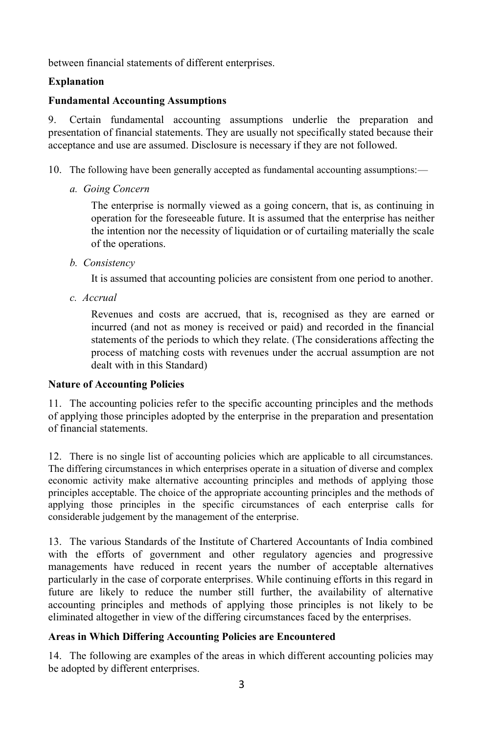between financial statements of different enterprises.

**Explanation**

**Fundamental Accounting Assumptions**

9. Certain fundamental accounting assumptions underlie the preparation and presentation of financial statements. They are usually not specifically stated because their acceptance and use are assumed. Disclosure is necessary if they are not followed.

10. The following have been generally accepted as fundamental accounting assumptions:—

a. *Going Concern*

   The enterprise is normally viewed as a going concern, that is, as continuing in operation for the foreseeable future. It is assumed that the enterprise has neither the intention nor the necessity of liquidation or of curtailing materially the scale of the operations.

b. *Consistency*

   It is assumed that accounting policies are consistent from one period to another.

c. *Accrual*

   Revenues and costs are accrued, that is, recognised as they are earned or incurred (and not as money is received or paid) and recorded in the financial statements of the periods to which they relate. (The considerations affecting the process of matching costs with revenues under the accrual assumption are not dealt with in this Standard)

**Nature of Accounting Policies**

11. The accounting policies refer to the specific accounting principles and the methods of applying those principles adopted by the enterprise in the preparation and presentation of financial statements.

12. There is no single list of accounting policies which are applicable to all circumstances. The differing circumstances in which enterprises operate in a situation of diverse and complex economic activity make alternative accounting principles and methods of applying those principles acceptable. The choice of the appropriate accounting principles and the methods of applying those principles in the specific circumstances of each enterprise calls for considerable judgement by the management of the enterprise.

13. The various Standards of the Institute of Chartered Accountants of India combined with the efforts of government and other regulatory agencies and progressive managements have reduced in recent years the number of acceptable alternatives particularly in the case of corporate enterprises. While continuing efforts in this regard in future are likely to reduce the number still further, the availability of alternative accounting principles and methods of applying those principles is not likely to be eliminated altogether in view of the differing circumstances faced by the enterprises.

**Areas in Which Differing Accounting Policies are Encountered**

14. The following are examples of the areas in which different accounting policies may be adopted by different enterprises.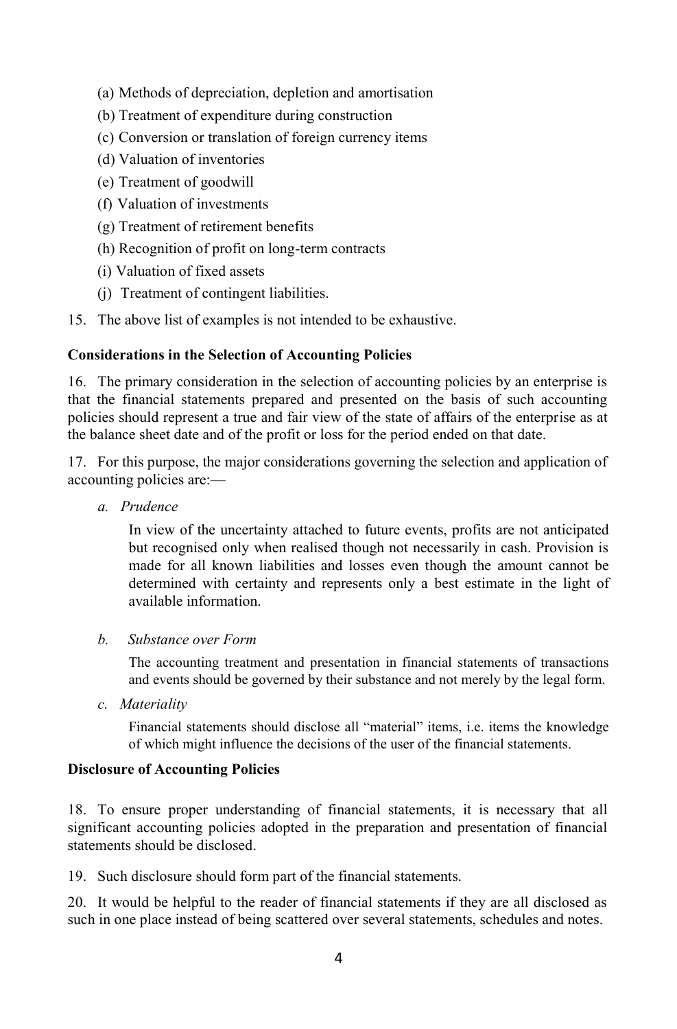(a) Methods of depreciation, depletion and amortisation

(b) Treatment of expenditure during construction

(c) Conversion or translation of foreign currency items

(d) Valuation of inventories

(e) Treatment of goodwill

(f) Valuation of investments

(g) Treatment of retirement benefits

(h) Recognition of profit on long-term contracts

(i) Valuation of fixed assets

(j) Treatment of contingent liabilities.

15. The above list of examples is not intended to be exhaustive.

**Considerations in the Selection of Accounting Policies**

16. The primary consideration in the selection of accounting policies by an enterprise is that the financial statements prepared and presented on the basis of such accounting policies should represent a true and fair view of the state of affairs of the enterprise as at the balance sheet date and of the profit or loss for the period ended on that date.

17. For this purpose, the major considerations governing the selection and application of accounting policies are:—

*a. Prudence*

In view of the uncertainty attached to future events, profits are not anticipated but recognised only when realised though not necessarily in cash. Provision is made for all known liabilities and losses even though the amount cannot be determined with certainty and represents only a best estimate in the light of available information.

*b. Substance over Form*

The accounting treatment and presentation in financial statements of transactions and events should be governed by their substance and not merely by the legal form.

*c. Materiality*

Financial statements should disclose all "material" items, i.e. items the knowledge of which might influence the decisions of the user of the financial statements.

**Disclosure of Accounting Policies**

18. To ensure proper understanding of financial statements, it is necessary that all significant accounting policies adopted in the preparation and presentation of financial statements should be disclosed.

19. Such disclosure should form part of the financial statements.

20. It would be helpful to the reader of financial statements if they are all disclosed as such in one place instead of being scattered over several statements, schedules and notes.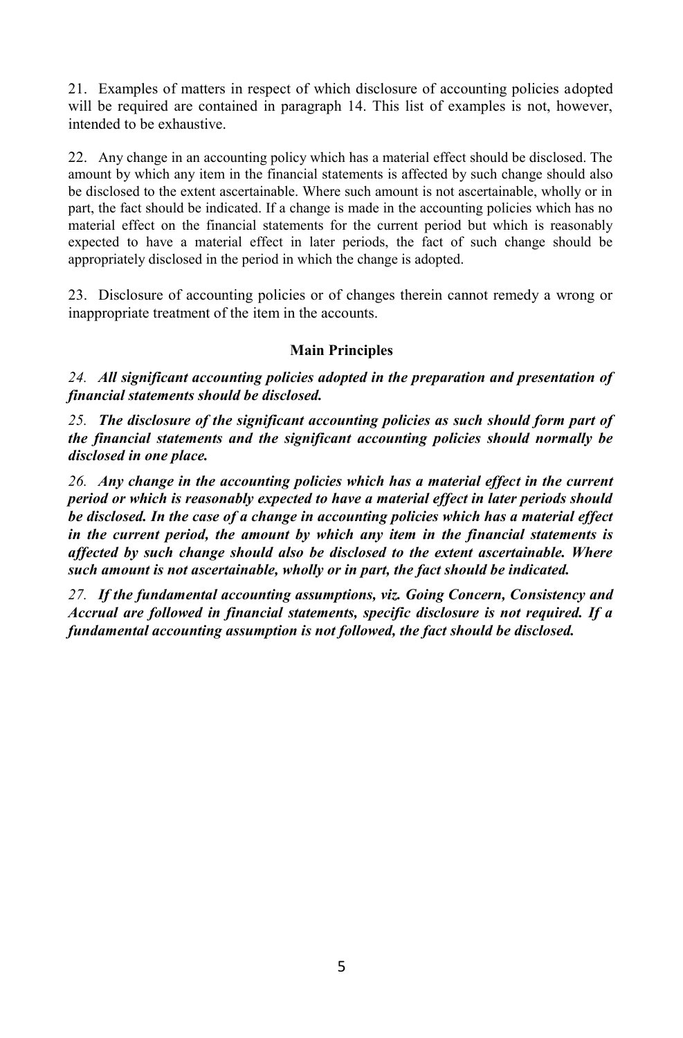21. Examples of matters in respect of which disclosure of accounting policies adopted will be required are contained in paragraph 14. This list of examples is not, however, intended to be exhaustive.

22. Any change in an accounting policy which has a material effect should be disclosed. The amount by which any item in the financial statements is affected by such change should also be disclosed to the extent ascertainable. Where such amount is not ascertainable, wholly or in part, the fact should be indicated. If a change is made in the accounting policies which has no material effect on the financial statements for the current period but which is reasonably expected to have a material effect in later periods, the fact of such change should be appropriately disclosed in the period in which the change is adopted.

23. Disclosure of accounting policies or of changes therein cannot remedy a wrong or inappropriate treatment of the item in the accounts.

## Main Principles

*24.* ***All significant accounting policies adopted in the preparation and presentation of financial statements should be disclosed.***

*25.* ***The disclosure of the significant accounting policies as such should form part of the financial statements and the significant accounting policies should normally be disclosed in one place.***

*26.* ***Any change in the accounting policies which has a material effect in the current period or which is reasonably expected to have a material effect in later periods should be disclosed. In the case of a change in accounting policies which has a material effect in the current period, the amount by which any item in the financial statements is affected by such change should also be disclosed to the extent ascertainable. Where such amount is not ascertainable, wholly or in part, the fact should be indicated.***

*27.* ***If the fundamental accounting assumptions, viz. Going Concern, Consistency and Accrual are followed in financial statements, specific disclosure is not required. If a fundamental accounting assumption is not followed, the fact should be disclosed.***